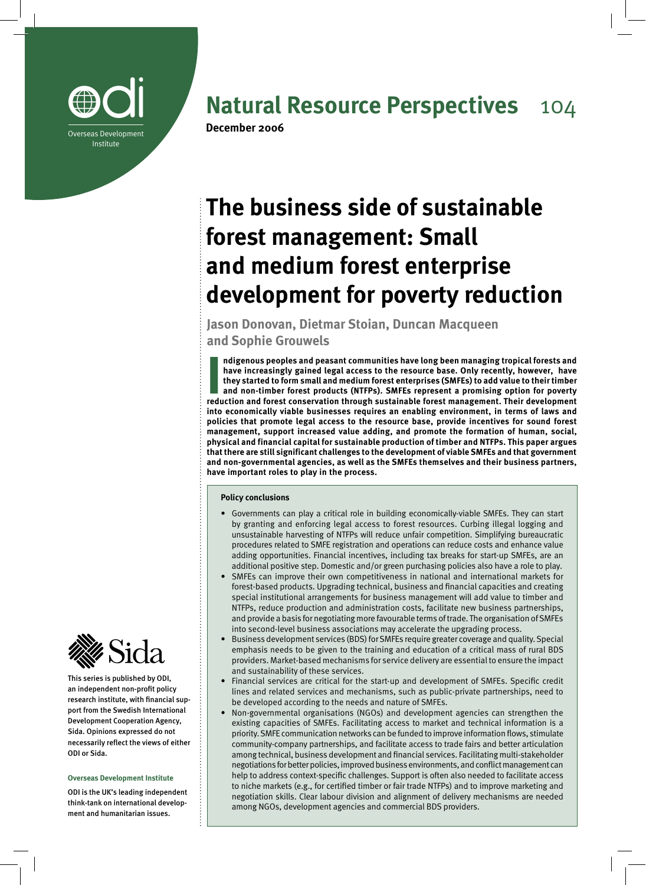Overseas Development Institute

# Natural Resource Perspectives 104

**December 2006**

# The business side of sustainable forest management: Small and medium forest enterprise development for poverty reduction

**Jason Donovan, Dietmar Stoian, Duncan Macqueen and Sophie Grouwels**

**Indigenous peoples and peasant communities have long been managing tropical forests and have increasingly gained legal access to the resource base. Only recently, however, have they started to form small and medium forest enterprises (SMFEs) to add value to their timber and non-timber forest products (NTFPs). SMFEs represent a promising option for poverty reduction and forest conservation through sustainable forest management. Their development into economically viable businesses requires an enabling environment, in terms of laws and policies that promote legal access to the resource base, provide incentives for sound forest management, support increased value adding, and promote the formation of human, social, physical and financial capital for sustainable production of timber and NTFPs. This paper argues that there are still significant challenges to the development of viable SMFEs and that government and non-governmental agencies, as well as the SMFEs themselves and their business partners, have important roles to play in the process.**

**Policy conclusions**

- Governments can play a critical role in building economically-viable SMFEs. They can start by granting and enforcing legal access to forest resources. Curbing illegal logging and unsustainable harvesting of NTFPs will reduce unfair competition. Simplifying bureaucratic procedures related to SMFE registration and operations can reduce costs and enhance value adding opportunities. Financial incentives, including tax breaks for start-up SMFEs, are an additional positive step. Domestic and/or green purchasing policies also have a role to play.
- SMFEs can improve their own competitiveness in national and international markets for forest-based products. Upgrading technical, business and financial capacities and creating special institutional arrangements for business management will add value to timber and NTFPs, reduce production and administration costs, facilitate new business partnerships, and provide a basis for negotiating more favourable terms of trade. The organisation of SMFEs into second-level business associations may accelerate the upgrading process.
- Business development services (BDS) for SMFEs require greater coverage and quality. Special emphasis needs to be given to the training and education of a critical mass of rural BDS providers. Market-based mechanisms for service delivery are essential to ensure the impact and sustainability of these services.
- Financial services are critical for the start-up and development of SMFEs. Specific credit lines and related services and mechanisms, such as public-private partnerships, need to be developed according to the needs and nature of SMFEs.
- Non-governmental organisations (NGOs) and development agencies can strengthen the existing capacities of SMFEs. Facilitating access to market and technical information is a priority. SMFE communication networks can be funded to improve information flows, stimulate community-company partnerships, and facilitate access to trade fairs and better articulation among technical, business development and financial services. Facilitating multi-stakeholder negotiations for better policies, improved business environments, and conflict management can help to address context-specific challenges. Support is often also needed to facilitate access to niche markets (e.g., for certified timber or fair trade NTFPs) and to improve marketing and negotiation skills. Clear labour division and alignment of delivery mechanisms are needed among NGOs, development agencies and commercial BDS providers.

Sida

This series is published by ODI, an independent non-profit policy research institute, with financial support from the Swedish International Development Cooperation Agency, Sida. Opinions expressed do not necessarily reflect the views of either ODI or Sida.

**Overseas Development Institute**

ODI is the UK's leading independent think-tank on international development and humanitarian issues.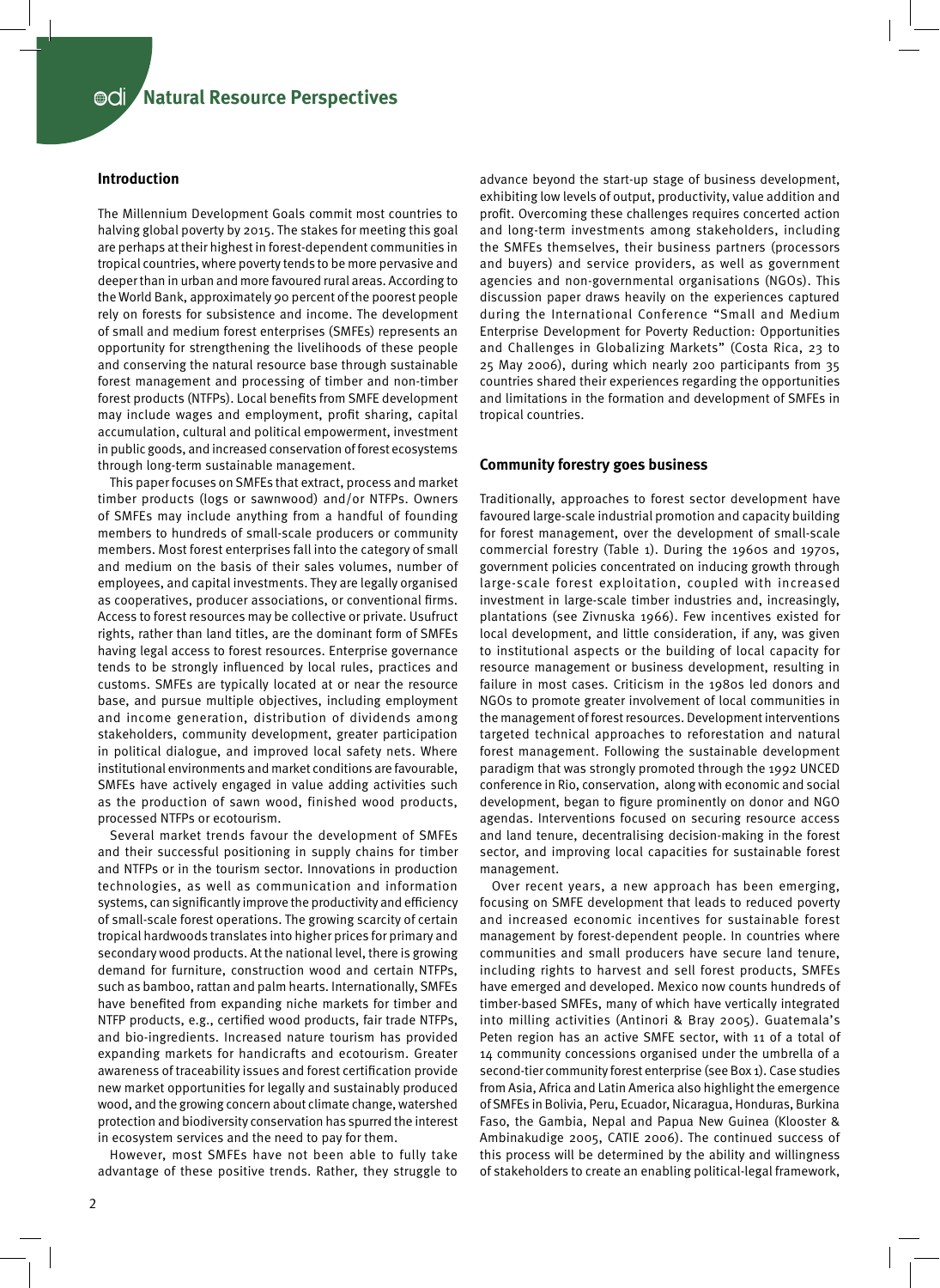## Introduction

The Millennium Development Goals commit most countries to halving global poverty by 2015. The stakes for meeting this goal are perhaps at their highest in forest-dependent communities in tropical countries, where poverty tends to be more pervasive and deeper than in urban and more favoured rural areas. According to the World Bank, approximately 90 percent of the poorest people rely on forests for subsistence and income. The development of small and medium forest enterprises (SMFEs) represents an opportunity for strengthening the livelihoods of these people and conserving the natural resource base through sustainable forest management and processing of timber and non-timber forest products (NTFPs). Local benefits from SMFE development may include wages and employment, profit sharing, capital accumulation, cultural and political empowerment, investment in public goods, and increased conservation of forest ecosystems through long-term sustainable management.

This paper focuses on SMFEs that extract, process and market timber products (logs or sawnwood) and/or NTFPs. Owners of SMFEs may include anything from a handful of founding members to hundreds of small-scale producers or community members. Most forest enterprises fall into the category of small and medium on the basis of their sales volumes, number of employees, and capital investments. They are legally organised as cooperatives, producer associations, or conventional firms. Access to forest resources may be collective or private. Usufruct rights, rather than land titles, are the dominant form of SMFEs having legal access to forest resources. Enterprise governance tends to be strongly influenced by local rules, practices and customs. SMFEs are typically located at or near the resource base, and pursue multiple objectives, including employment and income generation, distribution of dividends among stakeholders, community development, greater participation in political dialogue, and improved local safety nets. Where institutional environments and market conditions are favourable, SMFEs have actively engaged in value adding activities such as the production of sawn wood, finished wood products, processed NTFPs or ecotourism.

Several market trends favour the development of SMFEs and their successful positioning in supply chains for timber and NTFPs or in the tourism sector. Innovations in production technologies, as well as communication and information systems, can significantly improve the productivity and efficiency of small-scale forest operations. The growing scarcity of certain tropical hardwoods translates into higher prices for primary and secondary wood products. At the national level, there is growing demand for furniture, construction wood and certain NTFPs, such as bamboo, rattan and palm hearts. Internationally, SMFEs have benefited from expanding niche markets for timber and NTFP products, e.g., certified wood products, fair trade NTFPs, and bio-ingredients. Increased nature tourism has provided expanding markets for handicrafts and ecotourism. Greater awareness of traceability issues and forest certification provide new market opportunities for legally and sustainably produced wood, and the growing concern about climate change, watershed protection and biodiversity conservation has spurred the interest in ecosystem services and the need to pay for them.

However, most SMFEs have not been able to fully take advantage of these positive trends. Rather, they struggle to advance beyond the start-up stage of business development, exhibiting low levels of output, productivity, value addition and profit. Overcoming these challenges requires concerted action and long-term investments among stakeholders, including the SMFEs themselves, their business partners (processors and buyers) and service providers, as well as government agencies and non-governmental organisations (NGOs). This discussion paper draws heavily on the experiences captured during the International Conference "Small and Medium Enterprise Development for Poverty Reduction: Opportunities and Challenges in Globalizing Markets" (Costa Rica, 23 to 25 May 2006), during which nearly 200 participants from 35 countries shared their experiences regarding the opportunities and limitations in the formation and development of SMFEs in tropical countries.

## Community forestry goes business

Traditionally, approaches to forest sector development have favoured large-scale industrial promotion and capacity building for forest management, over the development of small-scale commercial forestry (Table 1). During the 1960s and 1970s, government policies concentrated on inducing growth through large-scale forest exploitation, coupled with increased investment in large-scale timber industries and, increasingly, plantations (see Zivnuska 1966). Few incentives existed for local development, and little consideration, if any, was given to institutional aspects or the building of local capacity for resource management or business development, resulting in failure in most cases. Criticism in the 1980s led donors and NGOs to promote greater involvement of local communities in the management of forest resources. Development interventions targeted technical approaches to reforestation and natural forest management. Following the sustainable development paradigm that was strongly promoted through the 1992 UNCED conference in Rio, conservation, along with economic and social development, began to figure prominently on donor and NGO agendas. Interventions focused on securing resource access and land tenure, decentralising decision-making in the forest sector, and improving local capacities for sustainable forest management.

Over recent years, a new approach has been emerging, focusing on SMFE development that leads to reduced poverty and increased economic incentives for sustainable forest management by forest-dependent people. In countries where communities and small producers have secure land tenure, including rights to harvest and sell forest products, SMFEs have emerged and developed. Mexico now counts hundreds of timber-based SMFEs, many of which have vertically integrated into milling activities (Antinori & Bray 2005). Guatemala's Peten region has an active SMFE sector, with 11 of a total of 14 community concessions organised under the umbrella of a second-tier community forest enterprise (see Box 1). Case studies from Asia, Africa and Latin America also highlight the emergence of SMFEs in Bolivia, Peru, Ecuador, Nicaragua, Honduras, Burkina Faso, the Gambia, Nepal and Papua New Guinea (Klooster & Ambinakudige 2005, CATIE 2006). The continued success of this process will be determined by the ability and willingness of stakeholders to create an enabling political-legal framework,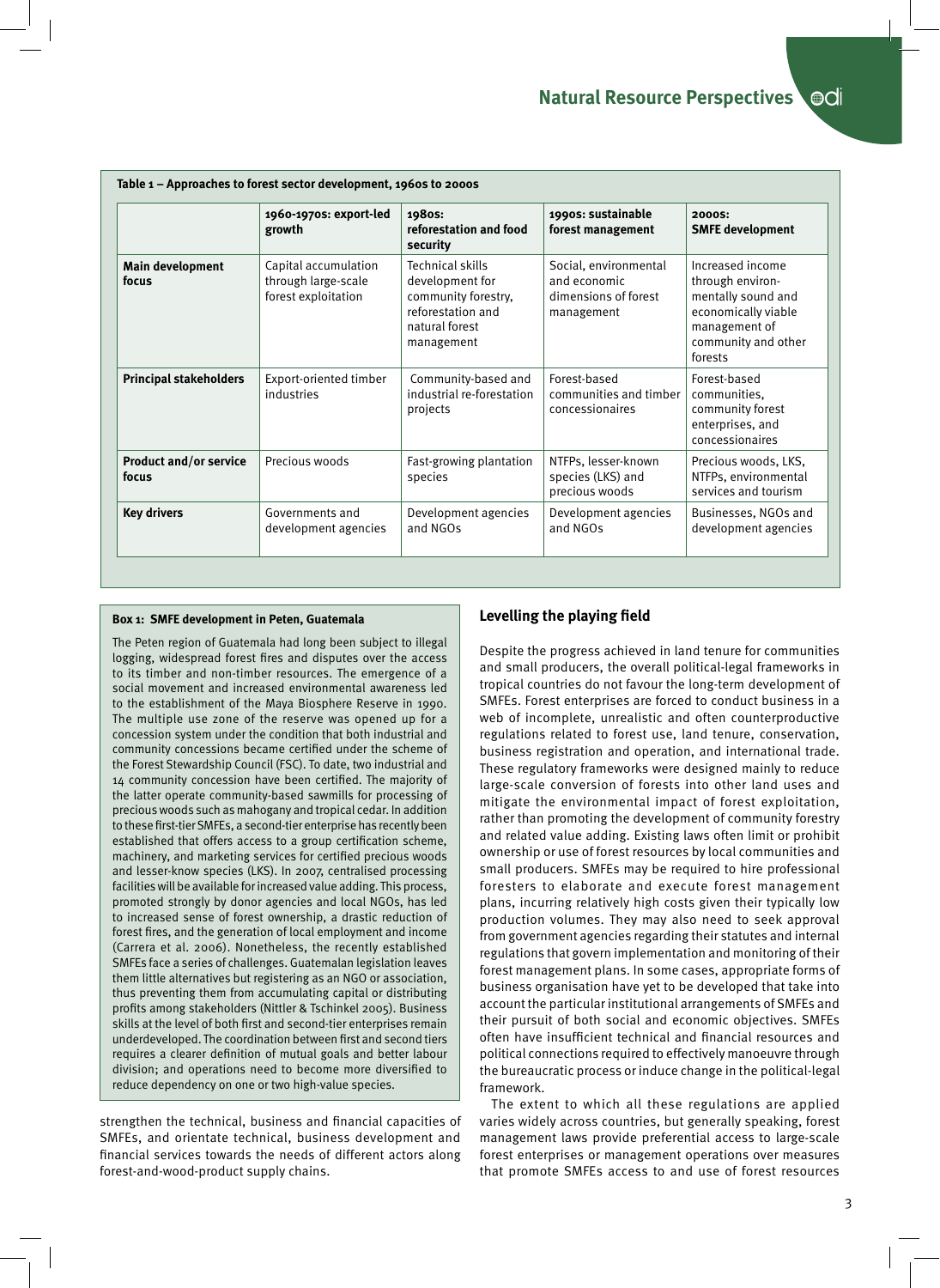**Table 1 – Approaches to forest sector development, 1960s to 2000s**

| | 1960-1970s: export-led growth | 1980s: reforestation and food security | 1990s: sustainable forest management | 2000s: SMFE development |
|---|---|---|---|---|
| **Main development focus** | Capital accumulation through large-scale forest exploitation | Technical skills development for community forestry, reforestation and natural forest management | Social, environmental and economic dimensions of forest management | Increased income through environmentally sound and economically viable management of community and other forests |
| **Principal stakeholders** | Export-oriented timber industries | Community-based and industrial re-forestation projects | Forest-based communities and timber concessionaires | Forest-based communities, community forest enterprises, and concessionaires |
| **Product and/or service focus** | Precious woods | Fast-growing plantation species | NTFPs, lesser-known species (LKS) and precious woods | Precious woods, LKS, NTFPs, environmental services and tourism |
| **Key drivers** | Governments and development agencies | Development agencies and NGOs | Development agencies and NGOs | Businesses, NGOs and development agencies |

**Box 1: SMFE development in Peten, Guatemala**

The Peten region of Guatemala had long been subject to illegal logging, widespread forest fires and disputes over the access to its timber and non-timber resources. The emergence of a social movement and increased environmental awareness led to the establishment of the Maya Biosphere Reserve in 1990. The multiple use zone of the reserve was opened up for a concession system under the condition that both industrial and community concessions became certified under the scheme of the Forest Stewardship Council (FSC). To date, two industrial and 14 community concession have been certified. The majority of the latter operate community-based sawmills for processing of precious woods such as mahogany and tropical cedar. In addition to these first-tier SMFEs, a second-tier enterprise has recently been established that offers access to a group certification scheme, machinery, and marketing services for certified precious woods and lesser-know species (LKS). In 2007, centralised processing facilities will be available for increased value adding. This process, promoted strongly by donor agencies and local NGOs, has led to increased sense of forest ownership, a drastic reduction of forest fires, and the generation of local employment and income (Carrera et al. 2006). Nonetheless, the recently established SMFEs face a series of challenges. Guatemalan legislation leaves them little alternatives but registering as an NGO or association, thus preventing them from accumulating capital or distributing profits among stakeholders (Nittler & Tschinkel 2005). Business skills at the level of both first and second-tier enterprises remain underdeveloped. The coordination between first and second tiers requires a clearer definition of mutual goals and better labour division; and operations need to become more diversified to reduce dependency on one or two high-value species.

strengthen the technical, business and financial capacities of SMFEs, and orientate technical, business development and financial services towards the needs of different actors along forest-and-wood-product supply chains.

## Levelling the playing field

Despite the progress achieved in land tenure for communities and small producers, the overall political-legal frameworks in tropical countries do not favour the long-term development of SMFEs. Forest enterprises are forced to conduct business in a web of incomplete, unrealistic and often counterproductive regulations related to forest use, land tenure, conservation, business registration and operation, and international trade. These regulatory frameworks were designed mainly to reduce large-scale conversion of forests into other land uses and mitigate the environmental impact of forest exploitation, rather than promoting the development of community forestry and related value adding. Existing laws often limit or prohibit ownership or use of forest resources by local communities and small producers. SMFEs may be required to hire professional foresters to elaborate and execute forest management plans, incurring relatively high costs given their typically low production volumes. They may also need to seek approval from government agencies regarding their statutes and internal regulations that govern implementation and monitoring of their forest management plans. In some cases, appropriate forms of business organisation have yet to be developed that take into account the particular institutional arrangements of SMFEs and their pursuit of both social and economic objectives. SMFEs often have insufficient technical and financial resources and political connections required to effectively manoeuvre through the bureaucratic process or induce change in the political-legal framework.

The extent to which all these regulations are applied varies widely across countries, but generally speaking, forest management laws provide preferential access to large-scale forest enterprises or management operations over measures that promote SMFEs access to and use of forest resources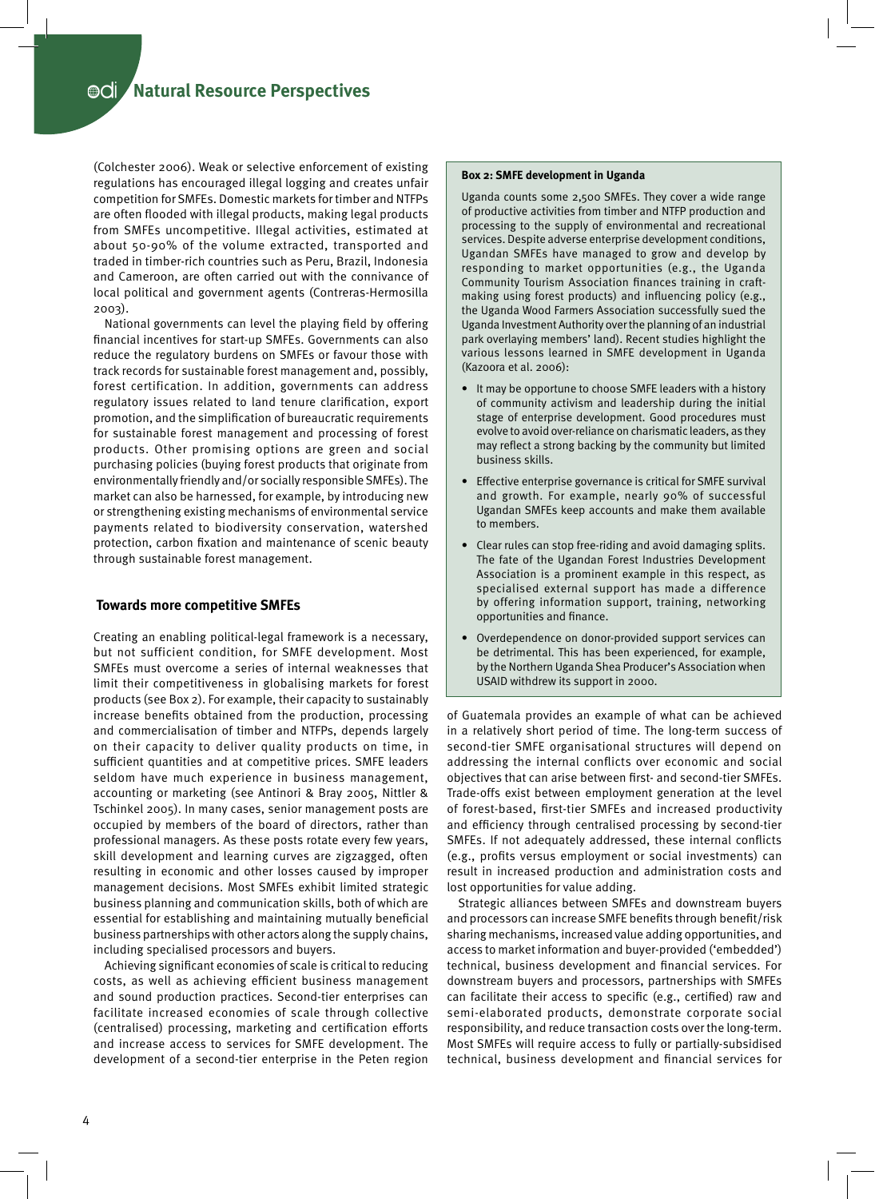(Colchester 2006). Weak or selective enforcement of existing regulations has encouraged illegal logging and creates unfair competition for SMFEs. Domestic markets for timber and NTFPs are often flooded with illegal products, making legal products from SMFEs uncompetitive. Illegal activities, estimated at about 50-90% of the volume extracted, transported and traded in timber-rich countries such as Peru, Brazil, Indonesia and Cameroon, are often carried out with the connivance of local political and government agents (Contreras-Hermosilla 2003).

National governments can level the playing field by offering financial incentives for start-up SMFEs. Governments can also reduce the regulatory burdens on SMFEs or favour those with track records for sustainable forest management and, possibly, forest certification. In addition, governments can address regulatory issues related to land tenure clarification, export promotion, and the simplification of bureaucratic requirements for sustainable forest management and processing of forest products. Other promising options are green and social purchasing policies (buying forest products that originate from environmentally friendly and/or socially responsible SMFEs). The market can also be harnessed, for example, by introducing new or strengthening existing mechanisms of environmental service payments related to biodiversity conservation, watershed protection, carbon fixation and maintenance of scenic beauty through sustainable forest management.

## Towards more competitive SMFEs

Creating an enabling political-legal framework is a necessary, but not sufficient condition, for SMFE development. Most SMFEs must overcome a series of internal weaknesses that limit their competitiveness in globalising markets for forest products (see Box 2). For example, their capacity to sustainably increase benefits obtained from the production, processing and commercialisation of timber and NTFPs, depends largely on their capacity to deliver quality products on time, in sufficient quantities and at competitive prices. SMFE leaders seldom have much experience in business management, accounting or marketing (see Antinori & Bray 2005, Nittler & Tschinkel 2005). In many cases, senior management posts are occupied by members of the board of directors, rather than professional managers. As these posts rotate every few years, skill development and learning curves are zigzagged, often resulting in economic and other losses caused by improper management decisions. Most SMFEs exhibit limited strategic business planning and communication skills, both of which are essential for establishing and maintaining mutually beneficial business partnerships with other actors along the supply chains, including specialised processors and buyers.

Achieving significant economies of scale is critical to reducing costs, as well as achieving efficient business management and sound production practices. Second-tier enterprises can facilitate increased economies of scale through collective (centralised) processing, marketing and certification efforts and increase access to services for SMFE development. The development of a second-tier enterprise in the Peten region of Guatemala provides an example of what can be achieved in a relatively short period of time. The long-term success of second-tier SMFE organisational structures will depend on addressing the internal conflicts over economic and social objectives that can arise between first- and second-tier SMFEs. Trade-offs exist between employment generation at the level of forest-based, first-tier SMFEs and increased productivity and efficiency through centralised processing by second-tier SMFEs. If not adequately addressed, these internal conflicts (e.g., profits versus employment or social investments) can result in increased production and administration costs and lost opportunities for value adding.

Strategic alliances between SMFEs and downstream buyers and processors can increase SMFE benefits through benefit/risk sharing mechanisms, increased value adding opportunities, and access to market information and buyer-provided ('embedded') technical, business development and financial services. For downstream buyers and processors, partnerships with SMFEs can facilitate their access to specific (e.g., certified) raw and semi-elaborated products, demonstrate corporate social responsibility, and reduce transaction costs over the long-term. Most SMFEs will require access to fully or partially-subsidised technical, business development and financial services for

---

**Box 2: SMFE development in Uganda**

Uganda counts some 2,500 SMFEs. They cover a wide range of productive activities from timber and NTFP production and processing to the supply of environmental and recreational services. Despite adverse enterprise development conditions, Ugandan SMFEs have managed to grow and develop by responding to market opportunities (e.g., the Uganda Community Tourism Association finances training in craft-making using forest products) and influencing policy (e.g., the Uganda Wood Farmers Association successfully sued the Uganda Investment Authority over the planning of an industrial park overlaying members' land). Recent studies highlight the various lessons learned in SMFE development in Uganda (Kazoora et al. 2006):

- It may be opportune to choose SMFE leaders with a history of community activism and leadership during the initial stage of enterprise development. Good procedures must evolve to avoid over-reliance on charismatic leaders, as they may reflect a strong backing by the community but limited business skills.
- Effective enterprise governance is critical for SMFE survival and growth. For example, nearly 90% of successful Ugandan SMFEs keep accounts and make them available to members.
- Clear rules can stop free-riding and avoid damaging splits. The fate of the Ugandan Forest Industries Development Association is a prominent example in this respect, as specialised external support has made a difference by offering information support, training, networking opportunities and finance.
- Overdependence on donor-provided support services can be detrimental. This has been experienced, for example, by the Northern Uganda Shea Producer's Association when USAID withdrew its support in 2000.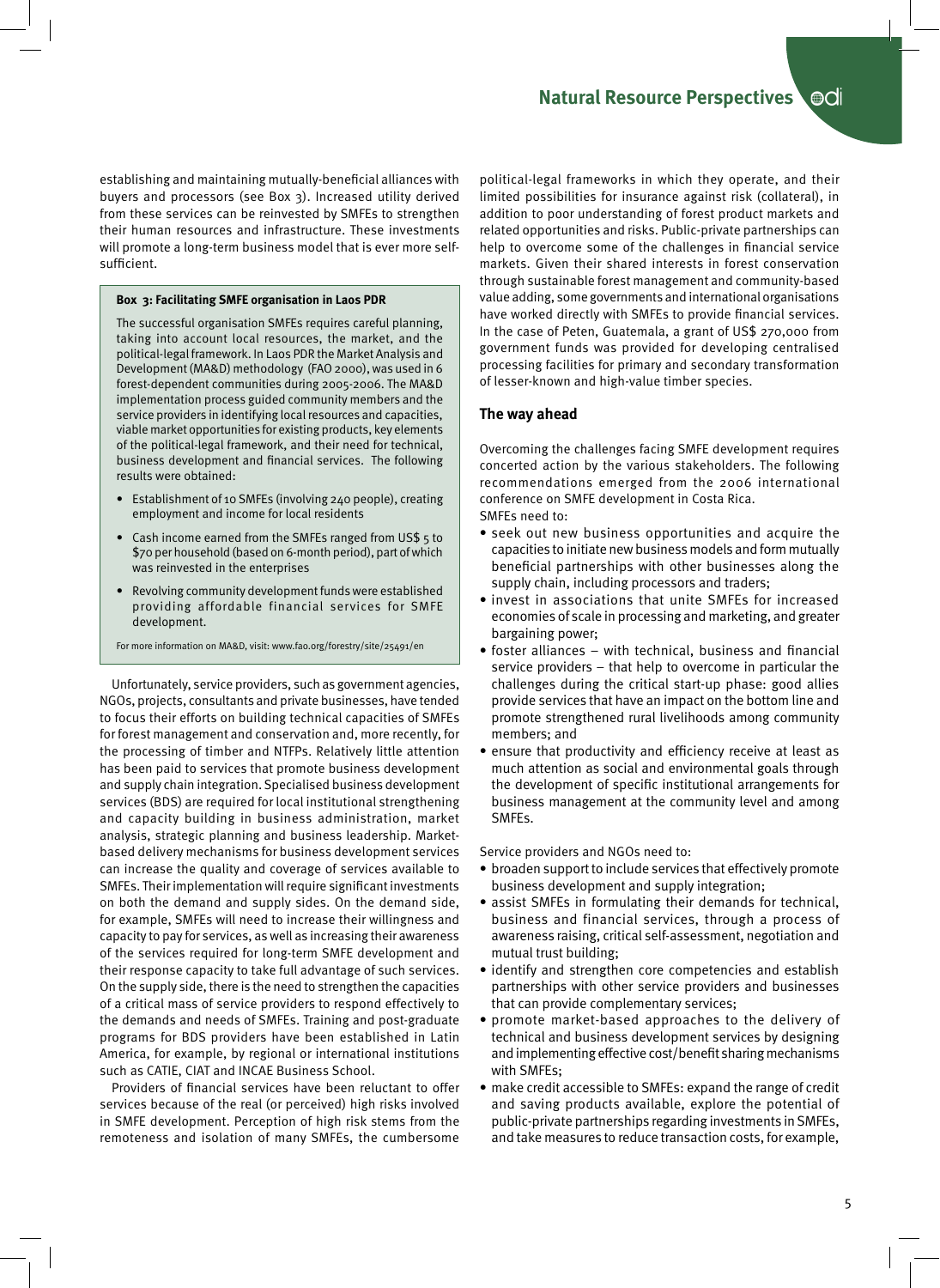establishing and maintaining mutually-beneficial alliances with buyers and processors (see Box 3). Increased utility derived from these services can be reinvested by SMFEs to strengthen their human resources and infrastructure. These investments will promote a long-term business model that is ever more self-sufficient.

> **Box 3: Facilitating SMFE organisation in Laos PDR**
>
> The successful organisation SMFEs requires careful planning, taking into account local resources, the market, and the political-legal framework. In Laos PDR the Market Analysis and Development (MA&D) methodology (FAO 2000), was used in 6 forest-dependent communities during 2005-2006. The MA&D implementation process guided community members and the service providers in identifying local resources and capacities, viable market opportunities for existing products, key elements of the political-legal framework, and their need for technical, business development and financial services. The following results were obtained:
>
> - Establishment of 10 SMFEs (involving 240 people), creating employment and income for local residents
> - Cash income earned from the SMFEs ranged from US$ 5 to $70 per household (based on 6-month period), part of which was reinvested in the enterprises
> - Revolving community development funds were established providing affordable financial services for SMFE development.
>
> For more information on MA&D, visit: www.fao.org/forestry/site/25491/en

Unfortunately, service providers, such as government agencies, NGOs, projects, consultants and private businesses, have tended to focus their efforts on building technical capacities of SMFEs for forest management and conservation and, more recently, for the processing of timber and NTFPs. Relatively little attention has been paid to services that promote business development and supply chain integration. Specialised business development services (BDS) are required for local institutional strengthening and capacity building in business administration, market analysis, strategic planning and business leadership. Market-based delivery mechanisms for business development services can increase the quality and coverage of services available to SMFEs. Their implementation will require significant investments on both the demand and supply sides. On the demand side, for example, SMFEs will need to increase their willingness and capacity to pay for services, as well as increasing their awareness of the services required for long-term SMFE development and their response capacity to take full advantage of such services. On the supply side, there is the need to strengthen the capacities of a critical mass of service providers to respond effectively to the demands and needs of SMFEs. Training and post-graduate programs for BDS providers have been established in Latin America, for example, by regional or international institutions such as CATIE, CIAT and INCAE Business School.

Providers of financial services have been reluctant to offer services because of the real (or perceived) high risks involved in SMFE development. Perception of high risk stems from the remoteness and isolation of many SMFEs, the cumbersome political-legal frameworks in which they operate, and their limited possibilities for insurance against risk (collateral), in addition to poor understanding of forest product markets and related opportunities and risks. Public-private partnerships can help to overcome some of the challenges in financial service markets. Given their shared interests in forest conservation through sustainable forest management and community-based value adding, some governments and international organisations have worked directly with SMFEs to provide financial services. In the case of Peten, Guatemala, a grant of US$ 270,000 from government funds was provided for developing centralised processing facilities for primary and secondary transformation of lesser-known and high-value timber species.

## The way ahead

Overcoming the challenges facing SMFE development requires concerted action by the various stakeholders. The following recommendations emerged from the 2006 international conference on SMFE development in Costa Rica.

SMFEs need to:

- seek out new business opportunities and acquire the capacities to initiate new business models and form mutually beneficial partnerships with other businesses along the supply chain, including processors and traders;
- invest in associations that unite SMFEs for increased economies of scale in processing and marketing, and greater bargaining power;
- foster alliances – with technical, business and financial service providers – that help to overcome in particular the challenges during the critical start-up phase: good allies provide services that have an impact on the bottom line and promote strengthened rural livelihoods among community members; and
- ensure that productivity and efficiency receive at least as much attention as social and environmental goals through the development of specific institutional arrangements for business management at the community level and among SMFEs.

Service providers and NGOs need to:

- broaden support to include services that effectively promote business development and supply integration;
- assist SMFEs in formulating their demands for technical, business and financial services, through a process of awareness raising, critical self-assessment, negotiation and mutual trust building;
- identify and strengthen core competencies and establish partnerships with other service providers and businesses that can provide complementary services;
- promote market-based approaches to the delivery of technical and business development services by designing and implementing effective cost/benefit sharing mechanisms with SMFEs;
- make credit accessible to SMFEs: expand the range of credit and saving products available, explore the potential of public-private partnerships regarding investments in SMFEs, and take measures to reduce transaction costs, for example,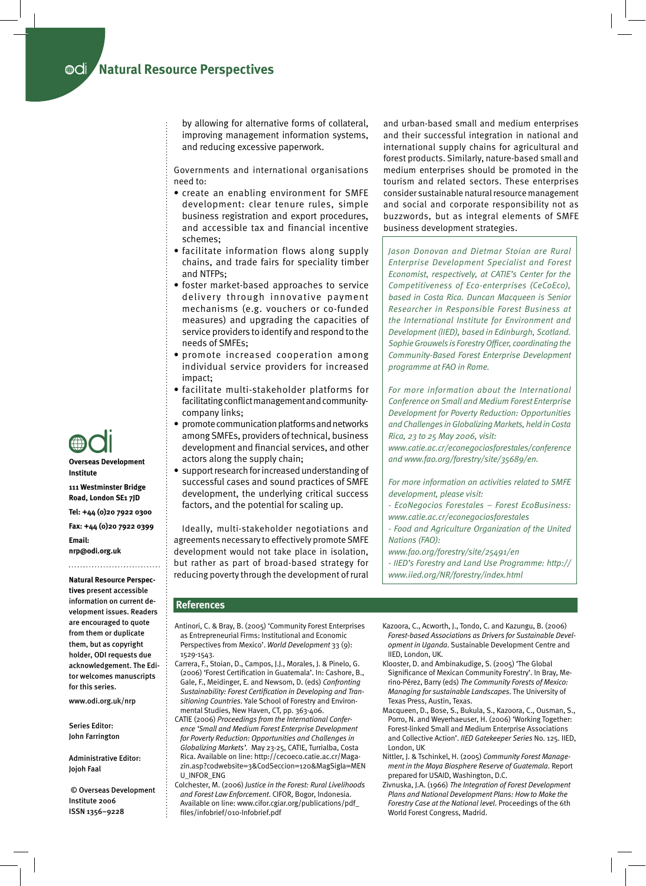by allowing for alternative forms of collateral, improving management information systems, and reducing excessive paperwork.

Governments and international organisations need to:

- create an enabling environment for SMFE development: clear tenure rules, simple business registration and export procedures, and accessible tax and financial incentive schemes;
- facilitate information flows along supply chains, and trade fairs for speciality timber and NTFPs;
- foster market-based approaches to service delivery through innovative payment mechanisms (e.g. vouchers or co-funded measures) and upgrading the capacities of service providers to identify and respond to the needs of SMFEs;
- promote increased cooperation among individual service providers for increased impact;
- facilitate multi-stakeholder platforms for facilitating conflict management and community-company links;
- promote communication platforms and networks among SMFEs, providers of technical, business development and financial services, and other actors along the supply chain;
- support research for increased understanding of successful cases and sound practices of SMFE development, the underlying critical success factors, and the potential for scaling up.

Ideally, multi-stakeholder negotiations and agreements necessary to effectively promote SMFE development would not take place in isolation, but rather as part of broad-based strategy for reducing poverty through the development of rural and urban-based small and medium enterprises and their successful integration in national and international supply chains for agricultural and forest products. Similarly, nature-based small and medium enterprises should be promoted in the tourism and related sectors. These enterprises consider sustainable natural resource management and social and corporate responsibility not as buzzwords, but as integral elements of SMFE business development strategies.

*Jason Donovan and Dietmar Stoian are Rural Enterprise Development Specialist and Forest Economist, respectively, at CATIE's Center for the Competitiveness of Eco-enterprises (CeCoEco), based in Costa Rica. Duncan Macqueen is Senior Researcher in Responsible Forest Business at the International Institute for Environment and Development (IIED), based in Edinburgh, Scotland. Sophie Grouwels is Forestry Officer, coordinating the Community-Based Forest Enterprise Development programme at FAO in Rome.*

*For more information about the International Conference on Small and Medium Forest Enterprise Development for Poverty Reduction: Opportunities and Challenges in Globalizing Markets, held in Costa Rica, 23 to 25 May 2006, visit: www.catie.ac.cr/econegociosforestales/conference and www.fao.org/forestry/site/35689/en.*

*For more information on activities related to SMFE development, please visit:*
*- EcoNegocios Forestales – Forest EcoBusiness: www.catie.ac.cr/econegociosforestales*
*- Food and Agriculture Organization of the United Nations (FAO): www.fao.org/forestry/site/25491/en*
*- IIED's Forestry and Land Use Programme: http://www.iied.org/NR/forestry/index.html*

## References

Antinori, C. & Bray, B. (2005) 'Community Forest Enterprises as Entrepreneurial Firms: Institutional and Economic Perspectives from Mexico'. *World Development* 33 (9): 1529-1543.

Carrera, F., Stoian, D., Campos, J.J., Morales, J. & Pinelo, G. (2006) 'Forest Certification in Guatemala'. In: Cashore, B., Gale, F., Meidinger, E. and Newsom, D. (eds) *Confronting Sustainability: Forest Certification in Developing and Transitioning Countries*. Yale School of Forestry and Environmental Studies, New Haven, CT, pp. 363-406.

CATIE (2006) *Proceedings from the International Conference 'Small and Medium Forest Enterprise Development for Poverty Reduction: Opportunities and Challenges in Globalizing Markets'*. May 23-25, CATIE, Turrialba, Costa Rica. Available on line: http://cecoeco.catie.ac.cr/Magazin.asp?codwebsite=3&CodSeccion=120&MagSigla=MENU_INFOR_ENG

Colchester, M. (2006) *Justice in the Forest: Rural Livelihoods and Forest Law Enforcement*. CIFOR, Bogor, Indonesia. Available on line: www.cifor.cgiar.org/publications/pdf_files/infobrief/010-Infobrief.pdf

Kazoora, C., Acworth, J., Tondo, C. and Kazungu, B. (2006) *Forest-based Associations as Drivers for Sustainable Development in Uganda*. Sustainable Development Centre and IIED, London, UK.

Klooster, D. and Ambinakudige, S. (2005) 'The Global Significance of Mexican Community Forestry'. In Bray, Merino-Pérez, Barry (eds) *The Community Forests of Mexico: Managing for sustainable Landscapes*. The University of Texas Press, Austin, Texas.

Macqueen, D., Bose, S., Bukula, S., Kazoora, C., Ousman, S., Porro, N. and Weyerhaeuser, H. (2006) 'Working Together: Forest-linked Small and Medium Enterprise Associations and Collective Action'. *IIED Gatekeeper Series* No. 125. IIED, London, UK

Nittler, J. & Tschinkel, H. (2005) *Community Forest Management in the Maya Biosphere Reserve of Guatemala*. Report prepared for USAID, Washington, D.C.

Zivnuska, J.A. (1966) *The Integration of Forest Development Plans and National Development Plans: How to Make the Forestry Case at the National level*. Proceedings of the 6th World Forest Congress, Madrid.

**Overseas Development Institute**

**111 Westminster Bridge Road, London SE1 7JD**

**Tel: +44 (0)20 7922 0300**

**Fax: +44 (0)20 7922 0399**

**Email: nrp@odi.org.uk**

**Natural Resource Perspectives present accessible information on current development issues. Readers are encouraged to quote from them or duplicate them, but as copyright holder, ODI requests due acknowledgement. The Editor welcomes manuscripts for this series.**

www.odi.org.uk/nrp

Series Editor: John Farrington

Administrative Editor: Jojoh Faal

© Overseas Development Institute 2006
ISSN 1356–9228